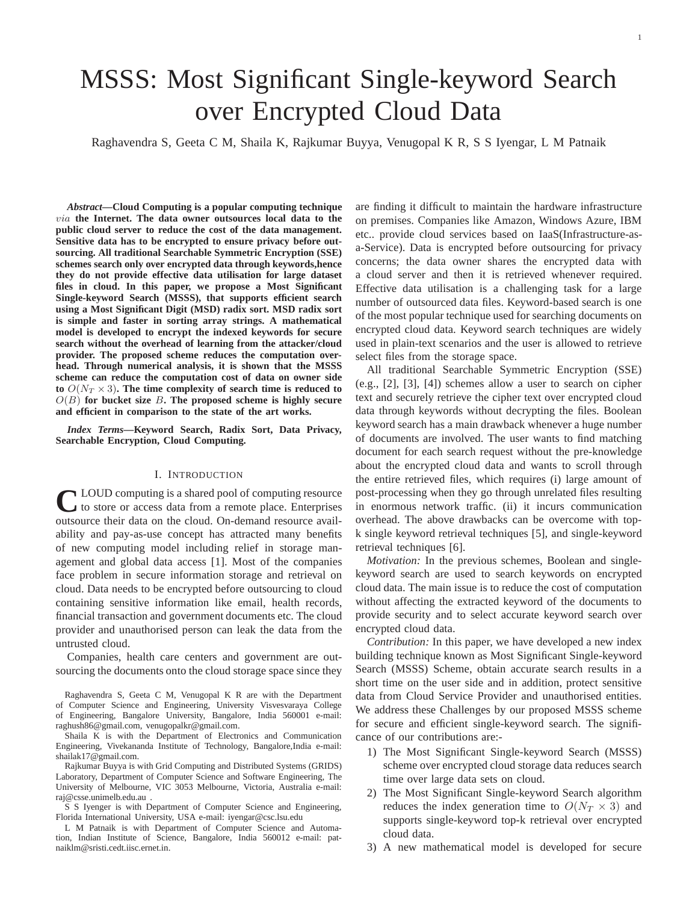# MSSS: Most Significant Single-keyword Search over Encrypted Cloud Data

Raghavendra S, Geeta C M, Shaila K, Rajkumar Buyya, Venugopal K R, S S Iyengar, L M Patnaik

***Abstract*—Cloud Computing is a popular computing technique $via$ the Internet. The data owner outsources local data to the public cloud server to reduce the cost of the data management. Sensitive data has to be encrypted to ensure privacy before outsourcing. All traditional Searchable Symmetric Encryption (SSE) schemes search only over encrypted data through keywords,hence they do not provide effective data utilisation for large dataset files in cloud. In this paper, we propose a Most Significant Single-keyword Search (MSSS), that supports efficient search using a Most Significant Digit (MSD) radix sort. MSD radix sort is simple and faster in sorting array strings. A mathematical model is developed to encrypt the indexed keywords for secure search without the overhead of learning from the attacker/cloud provider. The proposed scheme reduces the computation overhead. Through numerical analysis, it is shown that the MSSS scheme can reduce the computation cost of data on owner side to $O(N_T \times 3)$. The time complexity of search time is reduced to $O(B)$ for bucket size $B$. The proposed scheme is highly secure and efficient in comparison to the state of the art works.**

***Index Terms*—Keyword Search, Radix Sort, Data Privacy, Searchable Encryption, Cloud Computing.**

## I. Introduction

CLOUD computing is a shared pool of computing resource to store or access data from a remote place. Enterprises outsource their data on the cloud. On-demand resource availability and pay-as-use concept has attracted many benefits of new computing model including relief in storage management and global data access [1]. Most of the companies face problem in secure information storage and retrieval on cloud. Data needs to be encrypted before outsourcing to cloud containing sensitive information like email, health records, financial transaction and government documents etc. The cloud provider and unauthorised person can leak the data from the untrusted cloud.

Companies, health care centers and government are outsourcing the documents onto the cloud storage space since they are finding it difficult to maintain the hardware infrastructure on premises. Companies like Amazon, Windows Azure, IBM etc.. provide cloud services based on IaaS(Infrastructure-as-a-Service). Data is encrypted before outsourcing for privacy concerns; the data owner shares the encrypted data with a cloud server and then it is retrieved whenever required. Effective data utilisation is a challenging task for a large number of outsourced data files. Keyword-based search is one of the most popular technique used for searching documents on encrypted cloud data. Keyword search techniques are widely used in plain-text scenarios and the user is allowed to retrieve select files from the storage space.

All traditional Searchable Symmetric Encryption (SSE) (e.g., [2], [3], [4]) schemes allow a user to search on cipher text and securely retrieve the cipher text over encrypted cloud data through keywords without decrypting the files. Boolean keyword search has a main drawback whenever a huge number of documents are involved. The user wants to find matching document for each search request without the pre-knowledge about the encrypted cloud data and wants to scroll through the entire retrieved files, which requires (i) large amount of post-processing when they go through unrelated files resulting in enormous network traffic. (ii) it incurs communication overhead. The above drawbacks can be overcome with top-k single keyword retrieval techniques [5], and single-keyword retrieval techniques [6].

*Motivation:* In the previous schemes, Boolean and single-keyword search are used to search keywords on encrypted cloud data. The main issue is to reduce the cost of computation without affecting the extracted keyword of the documents to provide security and to select accurate keyword search over encrypted cloud data.

*Contribution:* In this paper, we have developed a new index building technique known as Most Significant Single-keyword Search (MSSS) Scheme, obtain accurate search results in a short time on the user side and in addition, protect sensitive data from Cloud Service Provider and unauthorised entities. We address these Challenges by our proposed MSSS scheme for secure and efficient single-keyword search. The significance of our contributions are:-

1) The Most Significant Single-keyword Search (MSSS) scheme over encrypted cloud storage data reduces search time over large data sets on cloud.
2) The Most Significant Single-keyword Search algorithm reduces the index generation time to $O(N_T \times 3)$ and supports single-keyword top-k retrieval over encrypted cloud data.
3) A new mathematical model is developed for secure

Raghavendra S, Geeta C M, Venugopal K R are with the Department of Computer Science and Engineering, University Visvesvaraya College of Engineering, Bangalore University, Bangalore, India 560001 e-mail: raghush86@gmail.com, venugopalkr@gmail.com.

Shaila K is with the Department of Electronics and Communication Engineering, Vivekananda Institute of Technology, Bangalore,India e-mail: shailak17@gmail.com.

Rajkumar Buyya is with Grid Computing and Distributed Systems (GRIDS) Laboratory, Department of Computer Science and Software Engineering, The University of Melbourne, VIC 3053 Melbourne, Victoria, Australia e-mail: raj@csse.unimelb.edu.au .

S S Iyenger is with Department of Computer Science and Engineering, Florida International University, USA e-mail: iyengar@csc.lsu.edu

L M Patnaik is with Department of Computer Science and Automation, Indian Institute of Science, Bangalore, India 560012 e-mail: patnaiklm@sristi.cedt.iisc.ernet.in.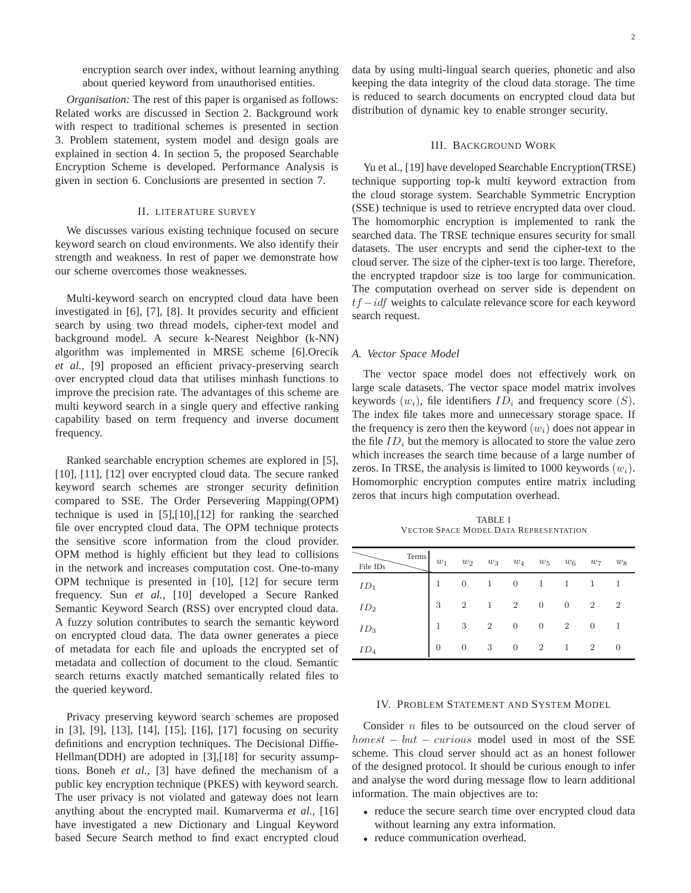encryption search over index, without learning anything about queried keyword from unauthorised entities.

*Organisation:* The rest of this paper is organised as follows: Related works are discussed in Section 2. Background work with respect to traditional schemes is presented in section 3. Problem statement, system model and design goals are explained in section 4. In section 5, the proposed Searchable Encryption Scheme is developed. Performance Analysis is given in section 6. Conclusions are presented in section 7.

## II. LITERATURE SURVEY

We discusses various existing technique focused on secure keyword search on cloud environments. We also identify their strength and weakness. In rest of paper we demonstrate how our scheme overcomes those weaknesses.

Multi-keyword search on encrypted cloud data have been investigated in [6], [7], [8]. It provides security and efficient search by using two thread models, cipher-text model and background model. A secure k-Nearest Neighbor (k-NN) algorithm was implemented in MRSE scheme [6].Orecik *et al.*, [9] proposed an efficient privacy-preserving search over encrypted cloud data that utilises minhash functions to improve the precision rate. The advantages of this scheme are multi keyword search in a single query and effective ranking capability based on term frequency and inverse document frequency.

Ranked searchable encryption schemes are explored in [5], [10], [11], [12] over encrypted cloud data. The secure ranked keyword search schemes are stronger security definition compared to SSE. The Order Persevering Mapping(OPM) technique is used in [5],[10],[12] for ranking the searched file over encrypted cloud data. The OPM technique protects the sensitive score information from the cloud provider. OPM method is highly efficient but they lead to collisions in the network and increases computation cost. One-to-many OPM technique is presented in [10], [12] for secure term frequency. Sun *et al.*, [10] developed a Secure Ranked Semantic Keyword Search (RSS) over encrypted cloud data. A fuzzy solution contributes to search the semantic keyword on encrypted cloud data. The data owner generates a piece of metadata for each file and uploads the encrypted set of metadata and collection of document to the cloud. Semantic search returns exactly matched semantically related files to the queried keyword.

Privacy preserving keyword search schemes are proposed in [3], [9], [13], [14], [15], [16], [17] focusing on security definitions and encryption techniques. The Decisional Diffie-Hellman(DDH) are adopted in [3],[18] for security assumptions. Boneh *et al.*, [3] have defined the mechanism of a public key encryption technique (PKES) with keyword search. The user privacy is not violated and gateway does not learn anything about the encrypted mail. Kumarverma *et al.*, [16] have investigated a new Dictionary and Lingual Keyword based Secure Search method to find exact encrypted cloud data by using multi-lingual search queries, phonetic and also keeping the data integrity of the cloud data storage. The time is reduced to search documents on encrypted cloud data but distribution of dynamic key to enable stronger security.

## III. BACKGROUND WORK

Yu et al., [19] have developed Searchable Encryption(TRSE) technique supporting top-k multi keyword extraction from the cloud storage system. Searchable Symmetric Encryption (SSE) technique is used to retrieve encrypted data over cloud. The homomorphic encryption is implemented to rank the searched data. The TRSE technique ensures security for small datasets. The user encrypts and send the cipher-text to the cloud server. The size of the cipher-text is too large. Therefore, the encrypted trapdoor size is too large for communication. The computation overhead on server side is dependent on $tf-idf$ weights to calculate relevance score for each keyword search request.

### *A. Vector Space Model*

The vector space model does not effectively work on large scale datasets. The vector space model matrix involves keywords $(w_i)$, file identifiers $ID_i$ and frequency score $(S)$. The index file takes more and unnecessary storage space. If the frequency is zero then the keyword $(w_i)$ does not appear in the file $ID_i$ but the memory is allocated to store the value zero which increases the search time because of a large number of zeros. In TRSE, the analysis is limited to 1000 keywords $(w_i)$. Homomorphic encryption computes entire matrix including zeros that incurs high computation overhead.

TABLE I
VECTOR SPACE MODEL DATA REPRESENTATION

| File IDs \ Terms | $w_1$ | $w_2$ | $w_3$ | $w_4$ | $w_5$ | $w_6$ | $w_7$ | $w_8$ |
|---|---|---|---|---|---|---|---|---|
| $ID_1$ | 1 | 0 | 1 | 0 | 1 | 1 | 1 | 1 |
| $ID_2$ | 3 | 2 | 1 | 2 | 0 | 0 | 2 | 2 |
| $ID_3$ | 1 | 3 | 2 | 0 | 0 | 2 | 0 | 1 |
| $ID_4$ | 0 | 0 | 3 | 0 | 2 | 1 | 2 | 0 |

## IV. PROBLEM STATEMENT AND SYSTEM MODEL

Consider $n$ files to be outsourced on the cloud server of $honest-but-curious$ model used in most of the SSE scheme. This cloud server should act as an honest follower of the designed protocol. It should be curious enough to infer and analyse the word during message flow to learn additional information. The main objectives are to:

- reduce the secure search time over encrypted cloud data without learning any extra information.
- reduce communication overhead.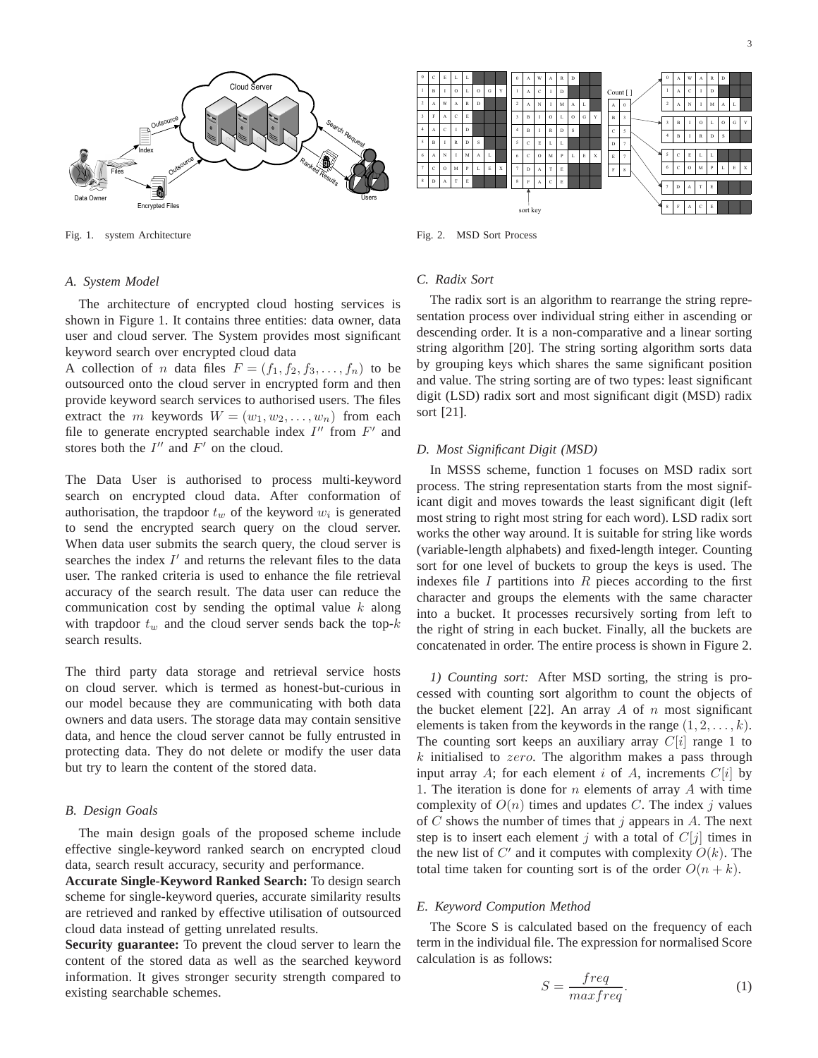Fig. 1. system Architecture

Fig. 2. MSD Sort Process

### A. System Model

The architecture of encrypted cloud hosting services is shown in Figure 1. It contains three entities: data owner, data user and cloud server. The System provides most significant keyword search over encrypted cloud data

A collection of $n$ data files $F = (f_1, f_2, f_3, \ldots, f_n)$ to be outsourced onto the cloud server in encrypted form and then provide keyword search services to authorised users. The files extract the $m$ keywords $W = (w_1, w_2, \ldots, w_n)$ from each file to generate encrypted searchable index $I''$ from $F'$ and stores both the $I''$ and $F'$ on the cloud.

The Data User is authorised to process multi-keyword search on encrypted cloud data. After conformation of authorisation, the trapdoor $t_w$ of the keyword $w_i$ is generated to send the encrypted search query on the cloud server. When data user submits the search query, the cloud server is searches the index $I'$ and returns the relevant files to the data user. The ranked criteria is used to enhance the file retrieval accuracy of the search result. The data user can reduce the communication cost by sending the optimal value $k$ along with trapdoor $t_w$ and the cloud server sends back the top-$k$ search results.

The third party data storage and retrieval service hosts on cloud server. which is termed as honest-but-curious in our model because they are communicating with both data owners and data users. The storage data may contain sensitive data, and hence the cloud server cannot be fully entrusted in protecting data. They do not delete or modify the user data but try to learn the content of the stored data.

### B. Design Goals

The main design goals of the proposed scheme include effective single-keyword ranked search on encrypted cloud data, search result accuracy, security and performance.

**Accurate Single-Keyword Ranked Search:** To design search scheme for single-keyword queries, accurate similarity results are retrieved and ranked by effective utilisation of outsourced cloud data instead of getting unrelated results.

**Security guarantee:** To prevent the cloud server to learn the content of the stored data as well as the searched keyword information. It gives stronger security strength compared to existing searchable schemes.

### C. Radix Sort

The radix sort is an algorithm to rearrange the string representation process over individual string either in ascending or descending order. It is a non-comparative and a linear sorting string algorithm [20]. The string sorting algorithm sorts data by grouping keys which shares the same significant position and value. The string sorting are of two types: least significant digit (LSD) radix sort and most significant digit (MSD) radix sort [21].

### D. Most Significant Digit (MSD)

In MSSS scheme, function 1 focuses on MSD radix sort process. The string representation starts from the most significant digit and moves towards the least significant digit (left most string to right most string for each word). LSD radix sort works the other way around. It is suitable for string like words (variable-length alphabets) and fixed-length integer. Counting sort for one level of buckets to group the keys is used. The indexes file $I$ partitions into $R$ pieces according to the first character and groups the elements with the same character into a bucket. It processes recursively sorting from left to the right of string in each bucket. Finally, all the buckets are concatenated in order. The entire process is shown in Figure 2.

*1) Counting sort:* After MSD sorting, the string is processed with counting sort algorithm to count the objects of the bucket element [22]. An array $A$ of $n$ most significant elements is taken from the keywords in the range $(1, 2, \ldots, k)$. The counting sort keeps an auxiliary array $C[i]$ range 1 to $k$ initialised to $zero$. The algorithm makes a pass through input array $A$; for each element $i$ of $A$, increments $C[i]$ by 1. The iteration is done for $n$ elements of array $A$ with time complexity of $O(n)$ times and updates $C$. The index $j$ values of $C$ shows the number of times that $j$ appears in $A$. The next step is to insert each element $j$ with a total of $C[j]$ times in the new list of $C'$ and it computes with complexity $O(k)$. The total time taken for counting sort is of the order $O(n + k)$.

### E. Keyword Compution Method

The Score S is calculated based on the frequency of each term in the individual file. The expression for normalised Score calculation is as follows:

$$S = \frac{freq}{maxfreq}. \tag{1}$$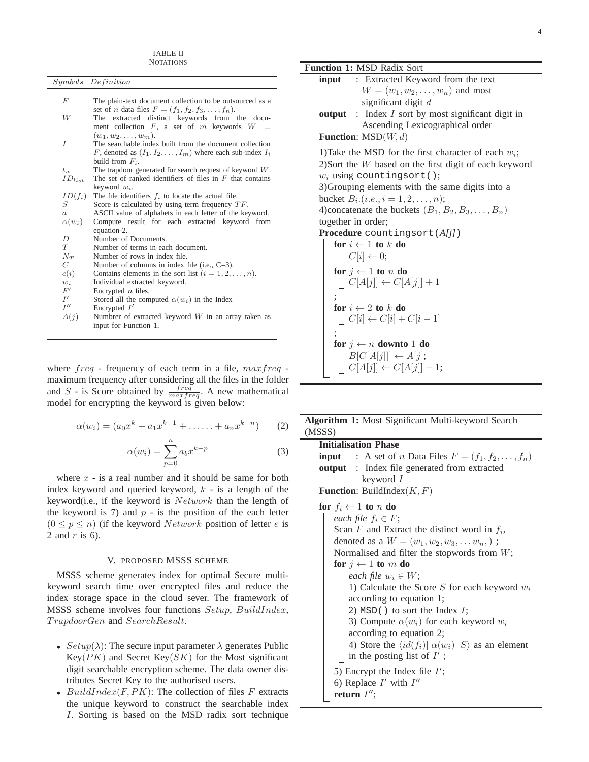TABLE II
NOTATIONS

| *Symbols* | *Definition* |
|---|---|
| $F$ | The plain-text document collection to be outsourced as a set of $n$ data files $F = (f_1, f_2, f_3, \ldots, f_n)$. |
| $W$ | The extracted distinct keywords from the document collection $F$, a set of $m$ keywords $W = (w_1, w_2, \ldots, w_m)$. |
| $I$ | The searchable index built from the document collection $F$, denoted as $(I_1, I_2, \ldots, I_m)$ where each sub-index $I_i$ build from $F_i$. |
| $t_w$ | The trapdoor generated for search request of keyword $W$. |
| $ID_{list}$ | The set of ranked identifiers of files in $F$ that contains keyword $w_i$. |
| $ID(f_i)$ | The file identifiers $f_i$ to locate the actual file. |
| $S$ | Score is calculated by using term frequency $TF$. |
| $a$ | ASCII value of alphabets in each letter of the keyword. |
| $\alpha(w_i)$ | Compute result for each extracted keyword from equation-2. |
| $D$ | Number of Documents. |
| $T$ | Number of terms in each document. |
| $N_T$ | Number of rows in index file. |
| $C$ | Number of columns in index file (i.e., C=3). |
| $c(i)$ | Contains elements in the sort list $(i = 1, 2, \ldots, n)$. |
| $w_i$ | Individual extracted keyword. |
| $F'$ | Encrypted $n$ files. |
| $I'$ | Stored all the computed $\alpha(w_i)$ in the Index |
| $I''$ | Encrypted $I'$ |
| $A(j)$ | Numbrer of extracted keyword $W$ in an array taken as input for Function 1. |

where $freq$ - frequency of each term in a file, $maxfreq$ - maximum frequency after considering all the files in the folder and $S$ - is Score obtained by $\frac{freq}{maxfreq}$. A new mathematical model for encrypting the keyword is given below:

$$\alpha(w_i) = (a_0 x^k + a_1 x^{k-1} + \ldots\ldots + a_n x^{k-n}) \qquad (2)$$

$$\alpha(w_i) = \sum_{p=0}^{n} a_b x^{k-p} \qquad (3)$$

where $x$ - is a real number and it should be same for both index keyword and queried keyword, $k$ - is a length of the keyword(i.e., if the keyword is $Network$ than the length of the keyword is 7) and $p$ - is the position of the each letter $(0 \leq p \leq n)$ (if the keyword $Network$ position of letter $e$ is 2 and $r$ is 6).

## V. PROPOSED MSSS SCHEME

MSSS scheme generates index for optimal Secure multi-keyword search time over encrypted files and reduce the index storage space in the cloud sever. The framework of MSSS scheme involves four functions $Setup$, $BuildIndex$, $TrapdoorGen$ and $SearchResult$.

- $Setup(\lambda)$: The secure input parameter $\lambda$ generates Public Key($PK$) and Secret Key($SK$) for the Most significant digit searchable encryption scheme. The data owner distributes Secret Key to the authorised users.
- $BuildIndex(F, PK)$: The collection of files $F$ extracts the unique keyword to construct the searchable index $I$. Sorting is based on the MSD radix sort technique

**Function 1:** MSD Radix Sort

**input** : Extracted Keyword from the text $W = (w_1, w_2, \ldots, w_n)$ and most significant digit $d$
**output** : Index $I$ sort by most significant digit in Ascending Lexicographical order
**Function**: MSD$(W, d)$

1)Take the MSD for the first character of each $w_i$;
2)Sort the $W$ based on the first digit of each keyword $w_i$ using `countingsort()`;
3)Grouping elements with the same digits into a bucket $B_i.(i.e., i = 1, 2, \ldots, n)$;
4)concatenate the buckets $(B_1, B_2, B_3, \ldots, B_n)$ together in order;

**Procedure** `countingsort(A[j])`
```
for i ← 1 to k do
    C[i] ← 0;
for j ← 1 to n do
    C[A[j]] ← C[A[j]] + 1
;
for i ← 2 to k do
    C[i] ← C[i] + C[i − 1]
;
for j ← n downto 1 do
    B[C[A[j]]] ← A[j];
    C[A[j]] ← C[A[j]] − 1;
```

**Algorithm 1:** Most Significant Multi-keyword Search (MSSS)

**Initialisation Phase**
**input** : A set of $n$ Data Files $F = (f_1, f_2, \ldots, f_n)$
**output** : Index file generated from extracted keyword $I$
**Function**: BuildIndex$(K, F)$

**for** $f_i \leftarrow 1$ **to** $n$ **do**
- *each file* $f_i \in F$;
- Scan $F$ and Extract the distinct word in $f_i$, denoted as a $W = (w_1, w_2, w_3, \ldots w_n, )$ ;
- Normalised and filter the stopwords from $W$;
- **for** $j \leftarrow 1$ **to** $m$ **do**
  - *each file* $w_i \in W$;
  - 1) Calculate the Score $S$ for each keyword $w_i$ according to equation 1;
  - 2) `MSD()` to sort the Index $I$;
  - 3) Compute $\alpha(w_i)$ for each keyword $w_i$ according to equation 2;
  - 4) Store the $\langle id(f_i)||\alpha(w_i)||S\rangle$ as an element in the posting list of $I'$ ;
- 5) Encrypt the Index file $I'$;
- 6) Replace $I'$ with $I''$
- **return** $I''$;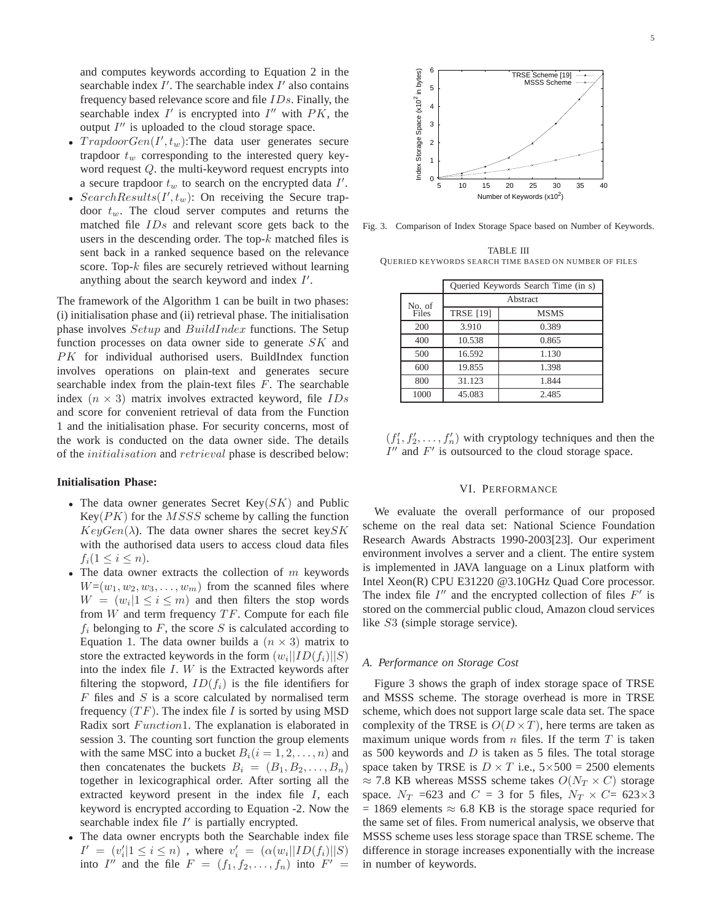and computes keywords according to Equation 2 in the searchable index $I'$. The searchable index $I'$ also contains frequency based relevance score and file $IDs$. Finally, the searchable index $I'$ is encrypted into $I''$ with $PK$, the output $I''$ is uploaded to the cloud storage space.

- $TrapdoorGen(I', t_w)$:The data user generates secure trapdoor $t_w$ corresponding to the interested query keyword request $Q$. the multi-keyword request encrypts into a secure trapdoor $t_w$ to search on the encrypted data $I'$.
- $SearchResults(I', t_w)$: On receiving the Secure trapdoor $t_w$. The cloud server computes and returns the matched file $IDs$ and relevant score gets back to the users in the descending order. The top-$k$ matched files is sent back in a ranked sequence based on the relevance score. Top-$k$ files are securely retrieved without learning anything about the search keyword and index $I'$.

The framework of the Algorithm 1 can be built in two phases: (i) initialisation phase and (ii) retrieval phase. The initialisation phase involves $Setup$ and $BuildIndex$ functions. The Setup function processes on data owner side to generate $SK$ and $PK$ for individual authorised users. BuildIndex function involves operations on plain-text and generates secure searchable index from the plain-text files $F$. The searchable index $(n \times 3)$ matrix involves extracted keyword, file $IDs$ and score for convenient retrieval of data from the Function 1 and the initialisation phase. For security concerns, most of the work is conducted on the data owner side. The details of the $initialisation$ and $retrieval$ phase is described below:

**Initialisation Phase:**

- The data owner generates Secret Key($SK$) and Public Key($PK$) for the $MSSS$ scheme by calling the function $KeyGen(\lambda)$. The data owner shares the secret key$SK$ with the authorised data users to access cloud data files $f_i (1 \leq i \leq n)$.
- The data owner extracts the collection of $m$ keywords $W$=$(w_1, w_2, w_3, \ldots, w_m)$ from the scanned files where $W = (w_i | 1 \leq i \leq m)$ and then filters the stop words from $W$ and term frequency $TF$. Compute for each file $f_i$ belonging to $F$, the score $S$ is calculated according to Equation 1. The data owner builds a $(n \times 3)$ matrix to store the extracted keywords in the form $(w_i || ID(f_i) || S)$ into the index file $I$. $W$ is the Extracted keywords after filtering the stopword, $ID(f_i)$ is the file identifiers for $F$ files and $S$ is a score calculated by normalised term frequency $(TF)$. The index file $I$ is sorted by using MSD Radix sort $Function1$. The explanation is elaborated in session 3. The counting sort function the group elements with the same MSC into a bucket $B_i (i = 1, 2, \ldots, n)$ and then concatenates the buckets $B_i = (B_1, B_2, \ldots, B_n)$ together in lexicographical order. After sorting all the extracted keyword present in the index file $I$, each keyword is encrypted according to Equation -2. Now the searchable index file $I'$ is partially encrypted.
- The data owner encrypts both the Searchable index file $I' = (v'_i | 1 \leq i \leq n)$ , where $v'_i = (\alpha(w_i || ID(f_i) || S)$ into $I''$ and the file $F = (f_1, f_2, \ldots, f_n)$ into $F' = (f'_1, f'_2, \ldots, f'_n)$ with cryptology techniques and then the $I''$ and $F'$ is outsourced to the cloud storage space.

Fig. 3. Comparison of Index Storage Space based on Number of Keywords.

TABLE III
QUERIED KEYWORDS SEARCH TIME BASED ON NUMBER OF FILES

| No. of Files | Queried Keywords Search Time (in s) | |
|---|---|---|
| | Abstract | |
| | TRSE [19] | MSMS |
| 200 | 3.910 | 0.389 |
| 400 | 10.538 | 0.865 |
| 500 | 16.592 | 1.130 |
| 600 | 19.855 | 1.398 |
| 800 | 31.123 | 1.844 |
| 1000 | 45.083 | 2.485 |

## VI. Performance

We evaluate the overall performance of our proposed scheme on the real data set: National Science Foundation Research Awards Abstracts 1990-2003[23]. Our experiment environment involves a server and a client. The entire system is implemented in JAVA language on a Linux platform with Intel Xeon(R) CPU E31220 @3.10GHz Quad Core processor. The index file $I''$ and the encrypted collection of files $F'$ is stored on the commercial public cloud, Amazon cloud services like $S3$ (simple storage service).

### A. Performance on Storage Cost

Figure 3 shows the graph of index storage space of TRSE and MSSS scheme. The storage overhead is more in TRSE scheme, which does not support large scale data set. The space complexity of the TRSE is $O(D \times T)$, here terms are taken as maximum unique words from $n$ files. If the term $T$ is taken as 500 keywords and $D$ is taken as 5 files. The total storage space taken by TRSE is $D \times T$ i.e., $5 \times 500$ = 2500 elements $\approx$ 7.8 KB whereas MSSS scheme takes $O(N_T \times C)$ storage space. $N_T$ =623 and $C$ = 3 for 5 files, $N_T \times C$= 623$\times$3 = 1869 elements $\approx$ 6.8 KB is the storage space requried for the same set of files. From numerical analysis, we observe that MSSS scheme uses less storage space than TRSE scheme. The difference in storage increases exponentially with the increase in number of keywords.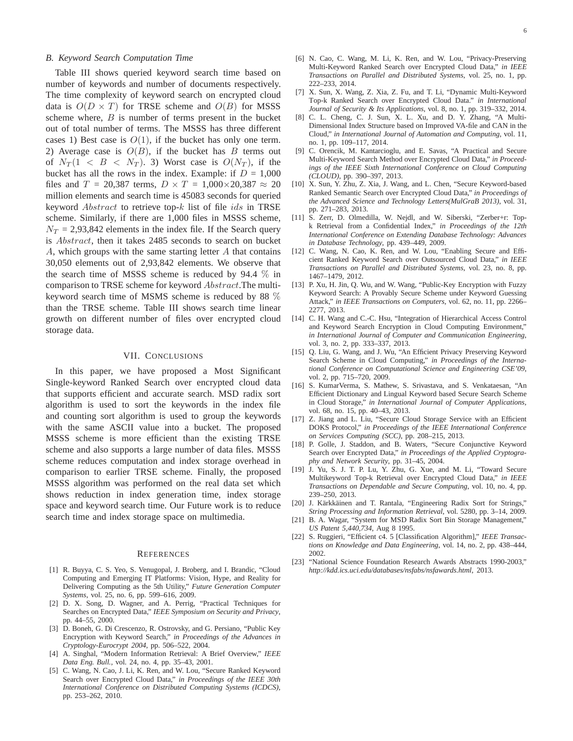### B. Keyword Search Computation Time

Table III shows queried keyword search time based on number of keywords and number of documents respectively. The time complexity of keyword search on encrypted cloud data is $O(D \times T)$ for TRSE scheme and $O(B)$ for MSSS scheme where, $B$ is number of terms present in the bucket out of total number of terms. The MSSS has three different cases 1) Best case is $O(1)$, if the bucket has only one term. 2) Average case is $O(B)$, if the bucket has $B$ terms out of $N_T(1 < B < N_T)$. 3) Worst case is $O(N_T)$, if the bucket has all the rows in the index. Example: if $D$ = 1,000 files and $T$ = 20,387 terms, $D \times T$ = 1,000×20,387 ≈ 20 million elements and search time is 45083 seconds for queried keyword $Abstract$ to retrieve top-$k$ list of file $ids$ in TRSE scheme. Similarly, if there are 1,000 files in MSSS scheme, $N_T$ = 2,93,842 elements in the index file. If the Search query is $Abstract$, then it takes 2485 seconds to search on bucket $A$, which groups with the same starting letter $A$ that contains 30,050 elements out of 2,93,842 elements. We observe that the search time of MSSS scheme is reduced by 94.4 % in comparison to TRSE scheme for keyword $Abstract$.The multi-keyword search time of MSMS scheme is reduced by 88 % than the TRSE scheme. Table III shows search time linear growth on different number of files over encrypted cloud storage data.

## VII. Conclusions

In this paper, we have proposed a Most Significant Single-keyword Ranked Search over encrypted cloud data that supports efficient and accurate search. MSD radix sort algorithm is used to sort the keywords in the index file and counting sort algorithm is used to group the keywords with the same ASCII value into a bucket. The proposed MSSS scheme is more efficient than the existing TRSE scheme and also supports a large number of data files. MSSS scheme reduces computation and index storage overhead in comparison to earlier TRSE scheme. Finally, the proposed MSSS algorithm was performed on the real data set which shows reduction in index generation time, index storage space and keyword search time. Our Future work is to reduce search time and index storage space on multimedia.

## References

[1] R. Buyya, C. S. Yeo, S. Venugopal, J. Broberg, and I. Brandic, "Cloud Computing and Emerging IT Platforms: Vision, Hype, and Reality for Delivering Computing as the 5th Utility," *Future Generation Computer Systems*, vol. 25, no. 6, pp. 599–616, 2009.

[2] D. X. Song, D. Wagner, and A. Perrig, "Practical Techniques for Searches on Encrypted Data," *IEEE Symposium on Security and Privacy*, pp. 44–55, 2000.

[3] D. Boneh, G. Di Crescenzo, R. Ostrovsky, and G. Persiano, "Public Key Encryption with Keyword Search," *in Proceedings of the Advances in Cryptology-Eurocrypt 2004*, pp. 506–522, 2004.

[4] A. Singhal, "Modern Information Retrieval: A Brief Overview," *IEEE Data Eng. Bull.*, vol. 24, no. 4, pp. 35–43, 2001.

[5] C. Wang, N. Cao, J. Li, K. Ren, and W. Lou, "Secure Ranked Keyword Search over Encrypted Cloud Data," *in Proceedings of the IEEE 30th International Conference on Distributed Computing Systems (ICDCS)*, pp. 253–262, 2010.

[6] N. Cao, C. Wang, M. Li, K. Ren, and W. Lou, "Privacy-Preserving Multi-Keyword Ranked Search over Encrypted Cloud Data," *in IEEE Transactions on Parallel and Distributed Systems*, vol. 25, no. 1, pp. 222–233, 2014.

[7] X. Sun, X. Wang, Z. Xia, Z. Fu, and T. Li, "Dynamic Multi-Keyword Top-k Ranked Search over Encrypted Cloud Data." *in International Journal of Security & Its Applications*, vol. 8, no. 1, pp. 319–332, 2014.

[8] C. L. Cheng, C. J. Sun, X. L. Xu, and D. Y. Zhang, "A Multi-Dimensional Index Structure based on Improved VA-file and CAN in the Cloud," *in International Journal of Automation and Computing*, vol. 11, no. 1, pp. 109–117, 2014.

[9] C. Orencik, M. Kantarcioglu, and E. Savas, "A Practical and Secure Multi-Keyword Search Method over Encrypted Cloud Data," *in Proceedings of the IEEE Sixth International Conference on Cloud Computing (CLOUD)*, pp. 390–397, 2013.

[10] X. Sun, Y. Zhu, Z. Xia, J. Wang, and L. Chen, "Secure Keyword-based Ranked Semantic Search over Encrypted Cloud Data," *in Proceedings of the Advanced Science and Technology Letters(MulGraB 2013)*, vol. 31, pp. 271–283, 2013.

[11] S. Zerr, D. Olmedilla, W. Nejdl, and W. Siberski, "Zerber+r: Top-k Retrieval from a Confidential Index," *in Proceedings of the 12th International Conference on Extending Database Technology: Advances in Database Technology*, pp. 439–449, 2009.

[12] C. Wang, N. Cao, K. Ren, and W. Lou, "Enabling Secure and Efficient Ranked Keyword Search over Outsourced Cloud Data," *in IEEE Transactions on Parallel and Distributed Systems*, vol. 23, no. 8, pp. 1467–1479, 2012.

[13] P. Xu, H. Jin, Q. Wu, and W. Wang, "Public-Key Encryption with Fuzzy Keyword Search: A Provably Secure Scheme under Keyword Guessing Attack," *in IEEE Transactions on Computers*, vol. 62, no. 11, pp. 2266–2277, 2013.

[14] C. H. Wang and C.-C. Hsu, "Integration of Hierarchical Access Control and Keyword Search Encryption in Cloud Computing Environment," *in International Journal of Computer and Communication Engineering*, vol. 3, no. 2, pp. 333–337, 2013.

[15] Q. Liu, G. Wang, and J. Wu, "An Efficient Privacy Preserving Keyword Search Scheme in Cloud Computing," *in Proceedings of the International Conference on Computational Science and Engineering CSE'09*, vol. 2, pp. 715–720, 2009.

[16] S. KumarVerma, S. Mathew, S. Srivastava, and S. Venkataesan, "An Efficient Dictionary and Lingual Keyword based Secure Search Scheme in Cloud Storage," *in International Journal of Computer Applications*, vol. 68, no. 15, pp. 40–43, 2013.

[17] Z. Jiang and L. Liu, "Secure Cloud Storage Service with an Efficient DOKS Protocol," *in Proceedings of the IEEE International Conference on Services Computing (SCC)*, pp. 208–215, 2013.

[18] P. Golle, J. Staddon, and B. Waters, "Secure Conjunctive Keyword Search over Encrypted Data," *in Proceedings of the Applied Cryptography and Network Security*, pp. 31–45, 2004.

[19] J. Yu, S. J. T. P. Lu, Y. Zhu, G. Xue, and M. Li, "Toward Secure Multikeyword Top-k Retrieval over Encrypted Cloud Data," *in IEEE Transactions on Dependable and Secure Computing*, vol. 10, no. 4, pp. 239–250, 2013.

[20] J. Kärkkäinen and T. Rantala, "Engineering Radix Sort for Strings," *String Processing and Information Retrieval*, vol. 5280, pp. 3–14, 2009.

[21] B. A. Wagar, "System for MSD Radix Sort Bin Storage Management," *US Patent 5,440,734*, Aug 8 1995.

[22] S. Ruggieri, "Efficient c4. 5 [Classification Algorithm]," *IEEE Transactions on Knowledge and Data Engineering*, vol. 14, no. 2, pp. 438–444, 2002.

[23] "National Science Foundation Research Awards Abstracts 1990-2003," *http://kdd.ics.uci.edu/databases/nsfabs/nsfawards.html*, 2013.